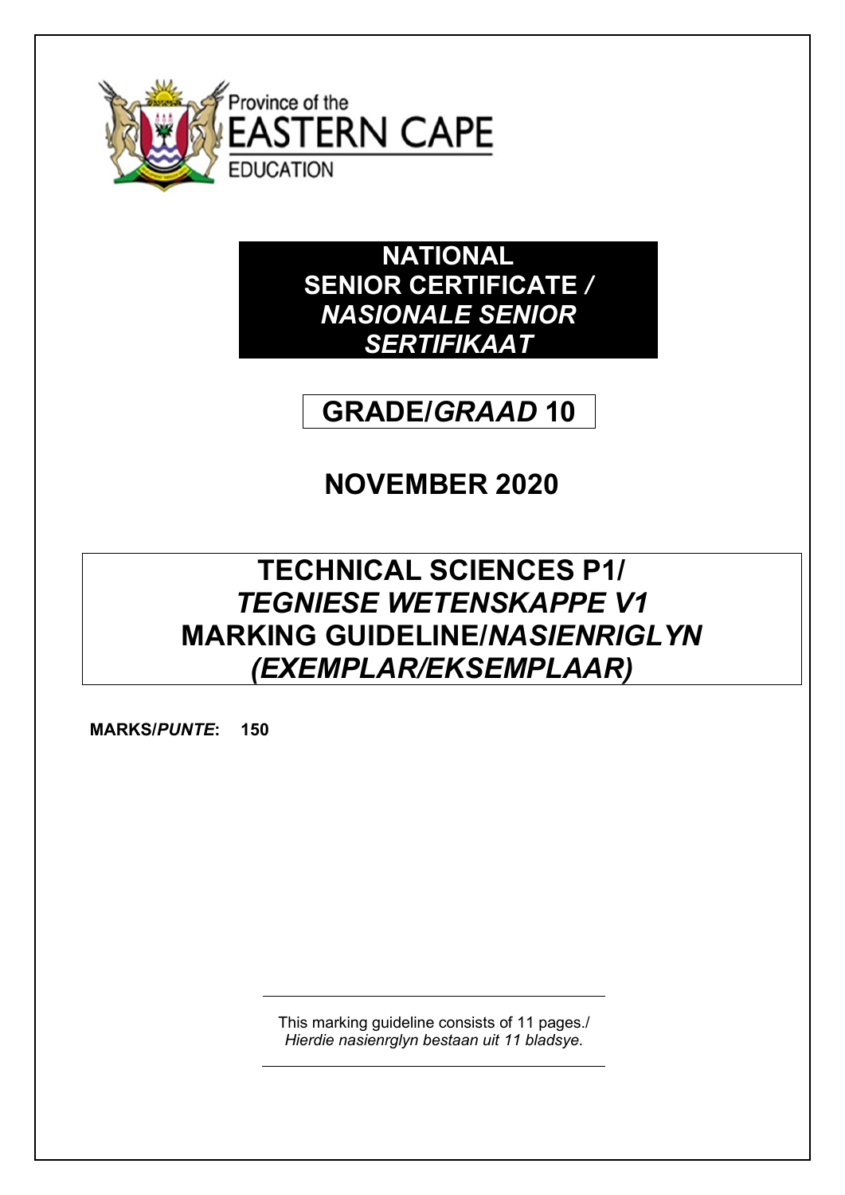Province of the
EASTERN CAPE
EDUCATION

# NATIONAL SENIOR CERTIFICATE / *NASIONALE SENIOR SERTIFIKAAT*

## GRADE/*GRAAD* 10

## NOVEMBER 2020

# TECHNICAL SCIENCES P1/ *TEGNIESE WETENSKAPPE V1* MARKING GUIDELINE/*NASIENRIGLYN* *(EXEMPLAR/EKSEMPLAAR)*

**MARKS/*PUNTE*: 150**

This marking guideline consists of 11 pages./
*Hierdie nasienrglyn bestaan uit 11 bladsye.*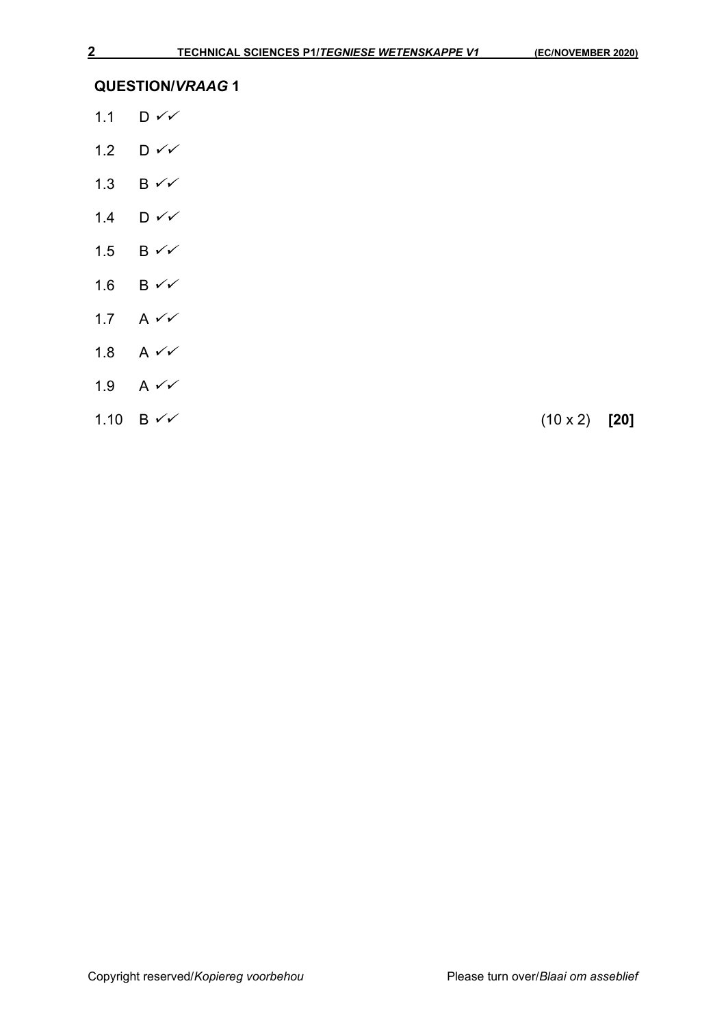## QUESTION/*VRAAG* 1

1.1 D ✓✓

1.2 D ✓✓

1.3 B ✓✓

1.4 D ✓✓

1.5 B ✓✓

1.6 B ✓✓

1.7 A ✓✓

1.8 A ✓✓

1.9 A ✓✓

1.10 B ✓✓ (10 x 2) **[20]**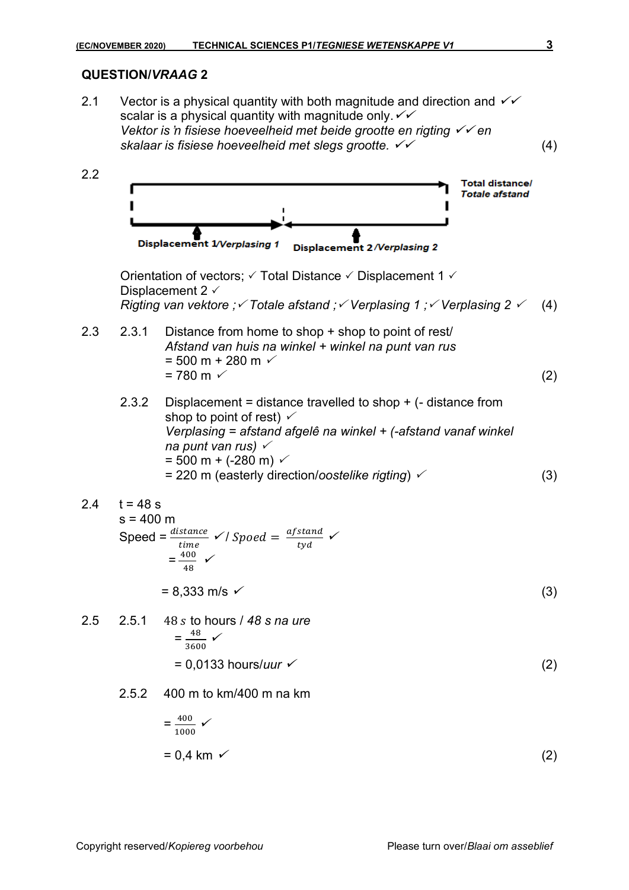## QUESTION/*VRAAG* 2

2.1 Vector is a physical quantity with both magnitude and direction and ✓✓ scalar is a physical quantity with magnitude only. ✓✓
*Vektor is 'n fisiese hoeveelheid met beide grootte en rigting ✓✓ en skalaar is fisiese hoeveelheid met slegs grootte.* ✓✓ (4)

2.2

Total distance/ *Totale afstand*

Displacement 1/*Verplasing 1*  Displacement 2/*Verplasing 2*

Orientation of vectors; ✓ Total Distance ✓ Displacement 1 ✓ Displacement 2 ✓
*Rigting van vektore ;✓ Totale afstand ;✓ Verplasing 1 ;✓ Verplasing 2* ✓ (4)

2.3 2.3.1 Distance from home to shop + shop to point of rest/
*Afstand van huis na winkel + winkel na punt van rus*
= 500 m + 280 m ✓
= 780 m ✓ (2)

2.3.2 Displacement = distance travelled to shop + (- distance from shop to point of rest) ✓
*Verplasing = afstand afgelê na winkel + (-afstand vanaf winkel na punt van rus)* ✓
= 500 m + (-280 m) ✓
= 220 m (easterly direction/*oostelike rigting*) ✓ (3)

2.4 t = 48 s
s = 400 m
Speed = $\frac{distance}{time}$ ✓/ $Spoed = \frac{afstand}{tyd}$ ✓
= $\frac{400}{48}$ ✓

= 8,333 m/s ✓ (3)

2.5 2.5.1 48 $s$ to hours / *48 s na ure*
= $\frac{48}{3600}$ ✓
= 0,0133 hours/*uur* ✓ (2)

2.5.2 400 m to km/400 m na km

= $\frac{400}{1000}$ ✓

= 0,4 km ✓ (2)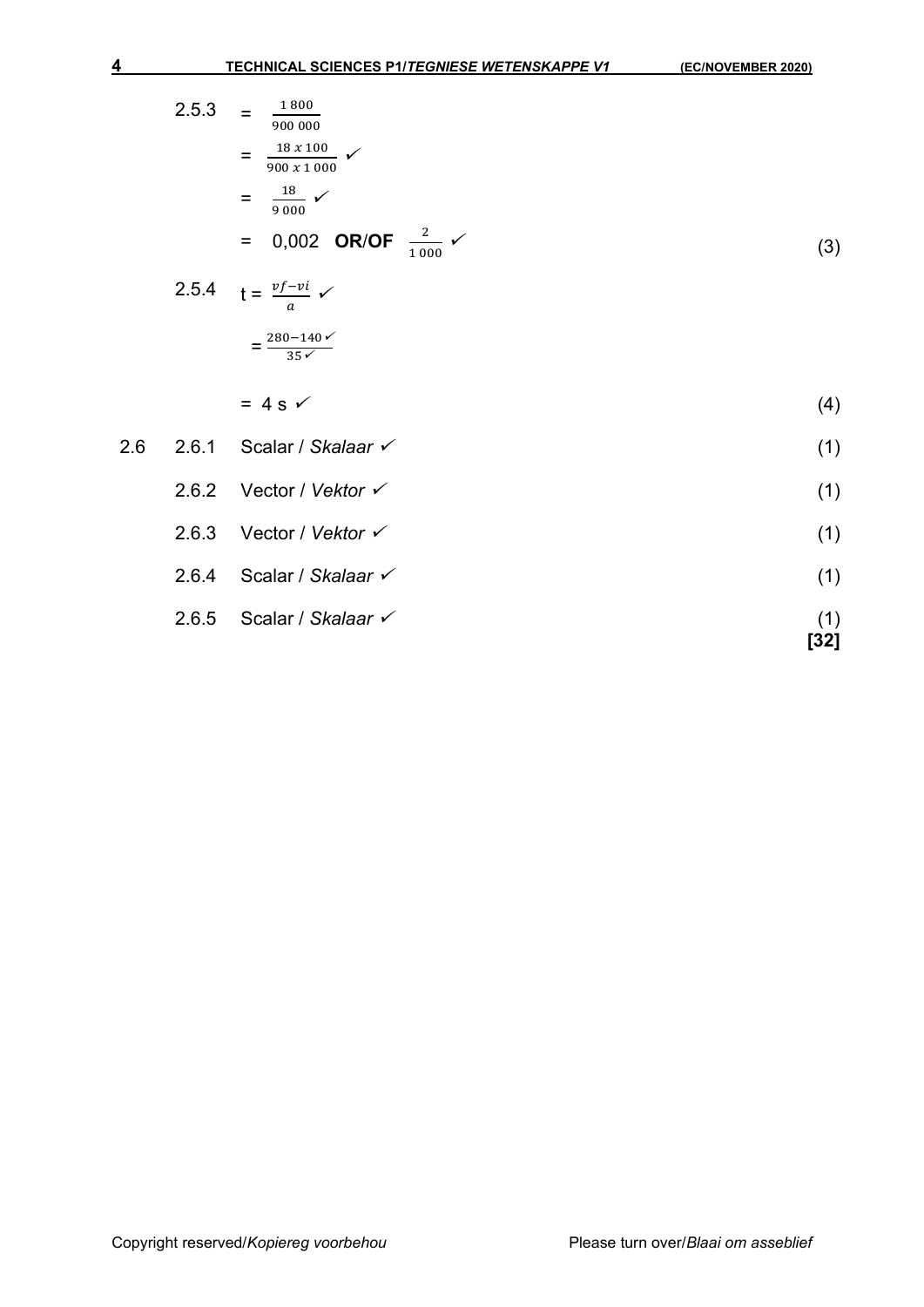2.5.3 $= \frac{1\,800}{900\,000}$

$= \frac{18 \times 100}{900 \times 1\,000}$ ✓

$= \frac{18}{9\,000}$ ✓

$= 0{,}002$ **OR**/**OF** $\frac{2}{1\,000}$ ✓ (3)

2.5.4 $t = \frac{vf - vi}{a}$ ✓

$= \frac{280 - 140 ✓}{35 ✓}$

$= 4$ s ✓ (4)

2.6 2.6.1 Scalar / *Skalaar* ✓ (1)

2.6.2 Vector / *Vektor* ✓ (1)

2.6.3 Vector / *Vektor* ✓ (1)

2.6.4 Scalar / *Skalaar* ✓ (1)

2.6.5 Scalar / *Skalaar* ✓ (1)

**[32]**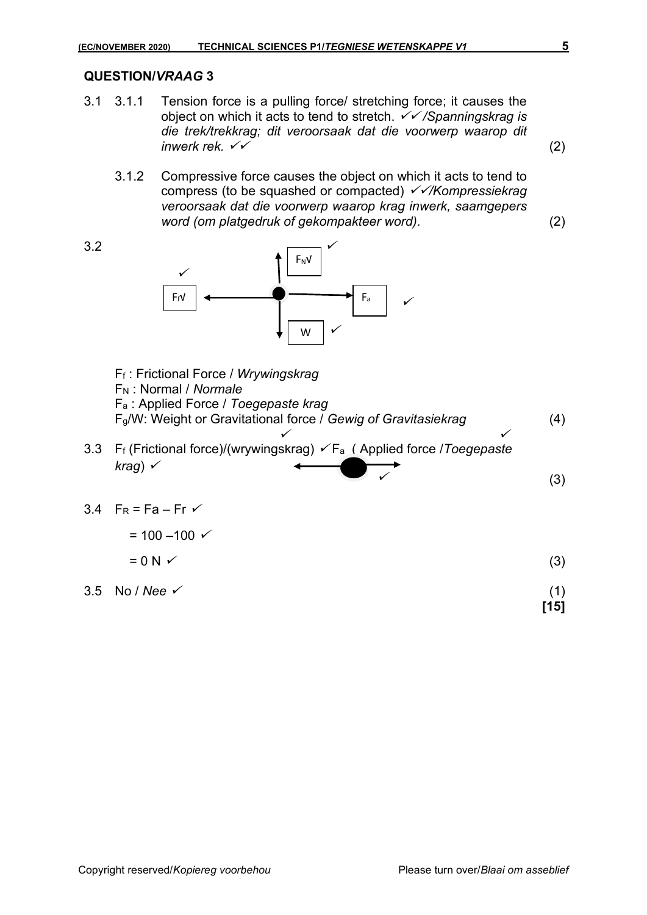## QUESTION/*VRAAG* 3

3.1 3.1.1 Tension force is a pulling force/ stretching force; it causes the object on which it acts to tend to stretch. ✓✓ */Spanningskrag is die trek/trekkrag; dit veroorsaak dat die voorwerp waarop dit inwerk rek.* ✓✓ (2)

3.1.2 Compressive force causes the object on which it acts to tend to compress (to be squashed or compacted) ✓✓*/Kompressiekrag veroorsaak dat die voorwerp waarop krag inwerk, saamgepers word (om platgedruk of gekompakteer word).* (2)

3.2

$F_f$√ ✓ ← ● → $F_a$ ✓

$F_N$√ ✓ (upwards)

W ✓ (downwards)

$F_f$ : Frictional Force / *Wrywingskrag*
$F_N$ : Normal / *Normale*
$F_a$ : Applied Force / *Toegepaste krag*
$F_g$/W: Weight or Gravitational force / *Gewig of Gravitasiekrag* (4)

3.3 $F_f$ (Frictional force)/(wrywingskrag) ✓ $F_a$ ( Applied force /*Toegepaste krag*) ✓ ✓ (3)

3.4 $F_R = Fa - Fr$ ✓

$= 100 - 100$ ✓

$= 0$ N ✓ (3)

3.5 No / *Nee* ✓ (1)

**[15]**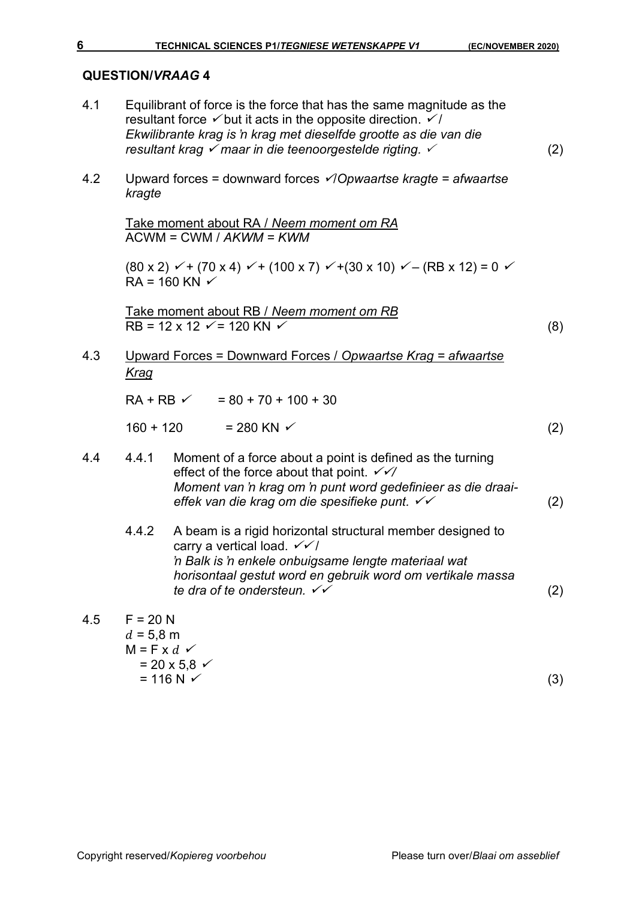## QUESTION/*VRAAG* 4

4.1 Equilibrant of force is the force that has the same magnitude as the resultant force ✓ but it acts in the opposite direction. ✓ / *Ekwilibrante krag is 'n krag met dieselfde grootte as die van die resultant krag ✓ maar in die teenoorgestelde rigting.* ✓ (2)

4.2 Upward forces = downward forces ✓/*Opwaartse kragte = afwaartse kragte*

<u>Take moment about RA / *Neem moment om RA*</u>
ACWM = CWM / *AKWM = KWM*

(80 x 2) ✓+ (70 x 4) ✓+ (100 x 7) ✓+(30 x 10) ✓– (RB x 12) = 0 ✓
RA = 160 KN ✓

<u>Take moment about RB / *Neem moment om RB*</u>
RB = 12 x 12 ✓= 120 KN ✓ (8)

4.3 <u>Upward Forces = Downward Forces / *Opwaartse Krag = afwaartse Krag*</u>

RA + RB ✓ = 80 + 70 + 100 + 30

160 + 120 = 280 KN ✓ (2)

4.4 4.4.1 Moment of a force about a point is defined as the turning effect of the force about that point. ✓✓/ *Moment van 'n krag om 'n punt word gedefinieer as die draai-effek van die krag om die spesifieke punt.* ✓✓ (2)

4.4.2 A beam is a rigid horizontal structural member designed to carry a vertical load. ✓✓/ *'n Balk is 'n enkele onbuigsame lengte materiaal wat horisontaal gestut word en gebruik word om vertikale massa te dra of te ondersteun.* ✓✓ (2)

4.5 F = 20 N
$d$ = 5,8 m
M = F x $d$ ✓
= 20 x 5,8 ✓
= 116 N ✓ (3)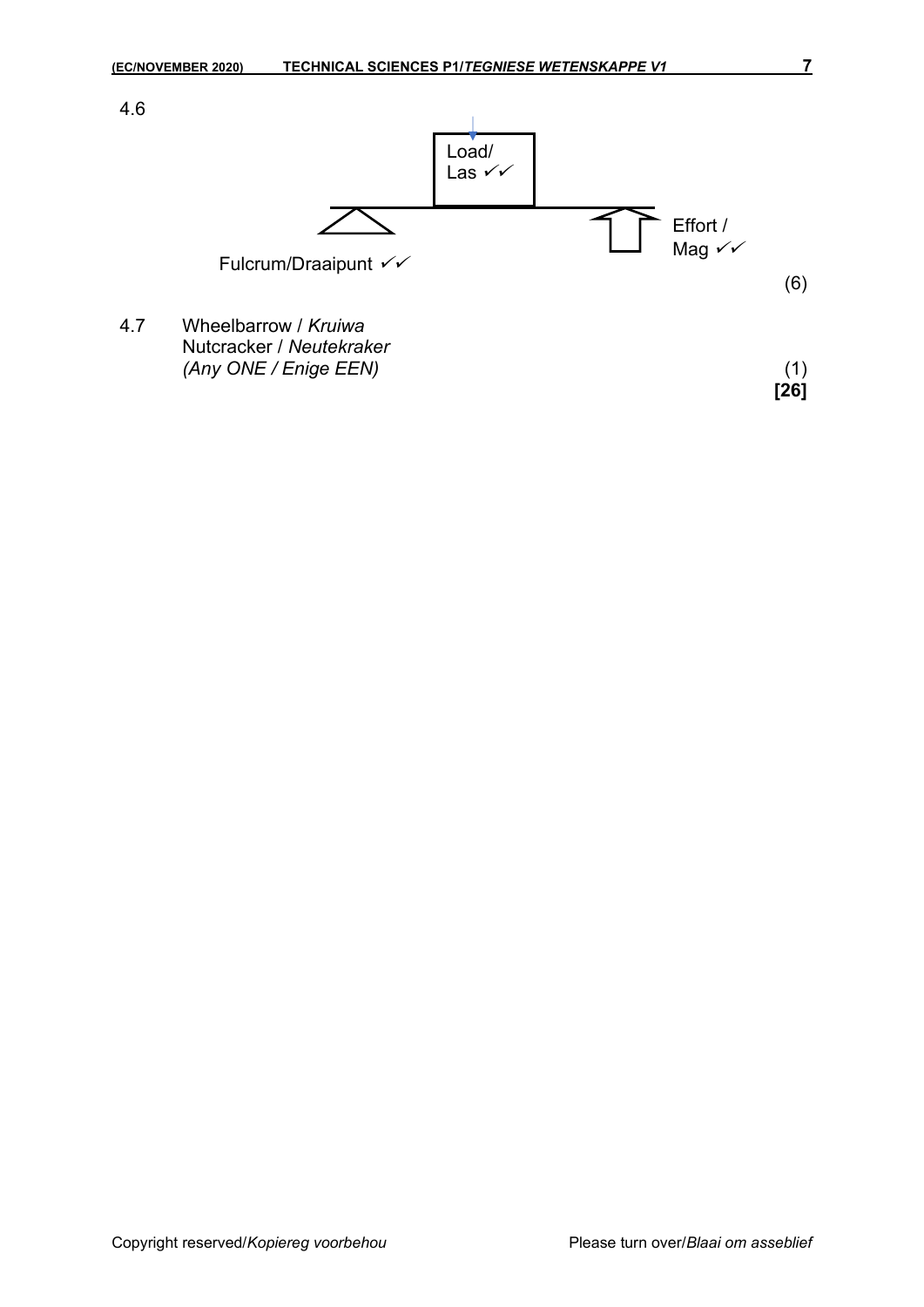4.6

Load/ Las ✓✓

Fulcrum/Draaipunt ✓✓

Effort / Mag ✓✓

(6)

4.7 Wheelbarrow / *Kruiwa*
Nutcracker / *Neutekraker*
*(Any ONE / Enige EEN)* (1)

**[26]**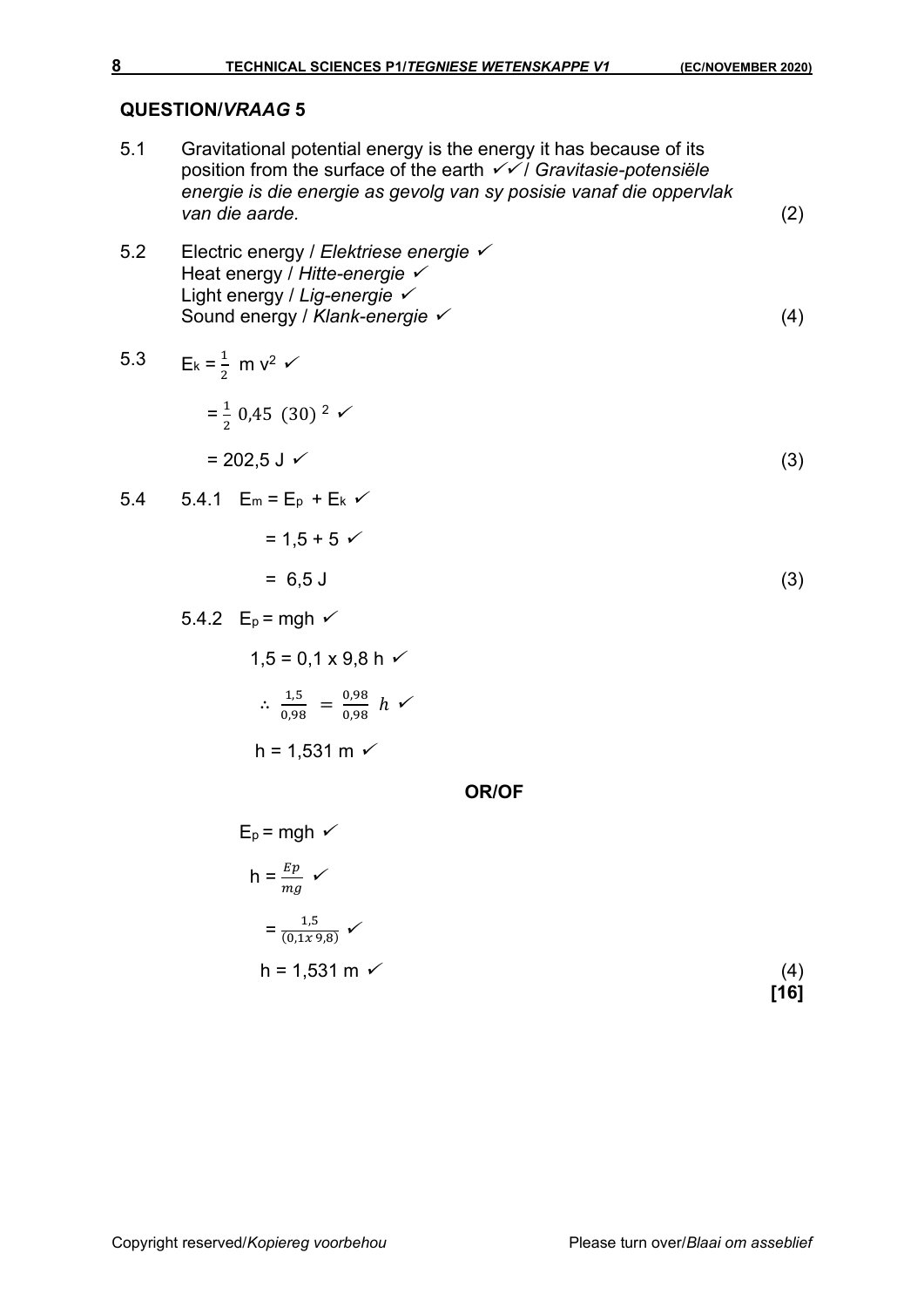## QUESTION/*VRAAG* 5

5.1 Gravitational potential energy is the energy it has because of its position from the surface of the earth ✓✓ / *Gravitasie-potensiële energie is die energie as gevolg van sy posisie vanaf die oppervlak van die aarde.* (2)

5.2 Electric energy / *Elektriese energie* ✓
Heat energy / *Hitte-energie* ✓
Light energy / *Lig-energie* ✓
Sound energy / *Klank-energie* ✓ (4)

5.3 $E_k = \frac{1}{2} m v^2$ ✓

$= \frac{1}{2} 0{,}45 \ (30)^2$ ✓

$= 202{,}5$ J ✓ (3)

5.4 5.4.1 $E_m = E_p + E_k$ ✓

$= 1{,}5 + 5$ ✓

$= 6{,}5$ J (3)

5.4.2 $E_p = mgh$ ✓

$1{,}5 = 0{,}1 \times 9{,}8\, h$ ✓

$\therefore \frac{1{,}5}{0{,}98} = \frac{0{,}98}{0{,}98} h$ ✓

$h = 1{,}531$ m ✓

**OR/OF**

$E_p = mgh$ ✓

$h = \frac{Ep}{mg}$ ✓

$= \frac{1{,}5}{(0{,}1 x\, 9{,}8)}$ ✓

$h = 1{,}531$ m ✓ (4)

**[16]**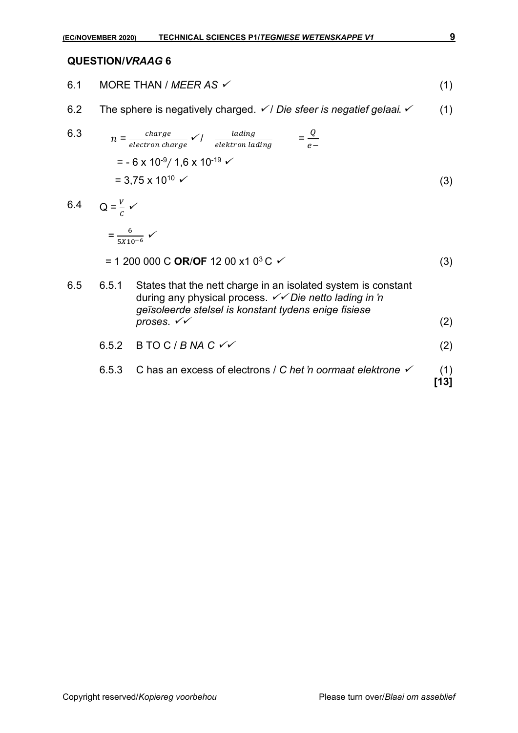## QUESTION/*VRAAG* 6

6.1 MORE THAN / *MEER AS* ✓ (1)

6.2 The sphere is negatively charged. ✓ / *Die sfeer is negatief gelaai.* ✓ (1)

6.3 $n = \frac{charge}{electron\ charge}$ ✓ / $\frac{lading}{elektron\ lading}$ $= \frac{Q}{e-}$

$= - 6 \times 10^{-9} / 1,6 \times 10^{-19}$ ✓

$= 3,75 \times 10^{10}$ ✓ (3)

6.4 $Q = \frac{V}{C}$ ✓

$= \frac{6}{5X10^{-6}}$ ✓

= 1 200 000 C **OR**/**OF** 12 00 x1 $0^3$ C ✓ (3)

6.5 

6.5.1 States that the nett charge in an isolated system is constant during any physical process. ✓✓ *Die netto lading in 'n geïsoleerde stelsel is konstant tydens enige fisiese proses.* ✓✓ (2)

6.5.2 B TO C / *B NA C* ✓✓ (2)

6.5.3 C has an excess of electrons / *C het 'n oormaat elektrone* ✓ (1)

**[13]**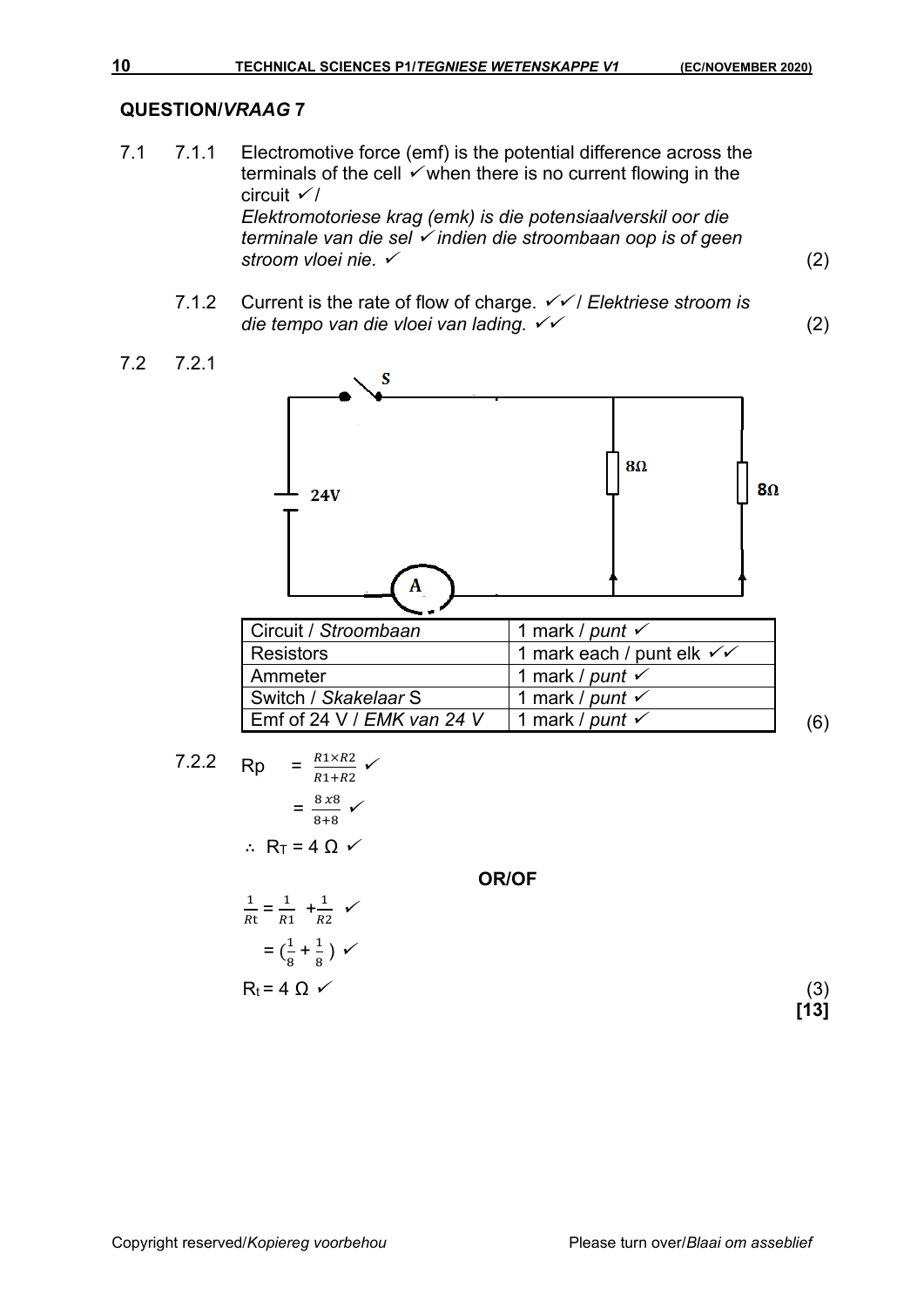## QUESTION/*VRAAG* 7

7.1 7.1.1 Electromotive force (emf) is the potential difference across the terminals of the cell ✓ when there is no current flowing in the circuit ✓/
*Elektromotoriese krag (emk) is die potensiaalverskil oor die terminale van die sel ✓ indien die stroombaan oop is of geen stroom vloei nie.* ✓ (2)

7.1.2 Current is the rate of flow of charge. ✓✓/ *Elektriese stroom is die tempo van die vloei van lading.* ✓✓ (2)

7.2 7.2.1

| Circuit / *Stroombaan* | 1 mark / *punt* ✓ |
|---|---|
| Resistors | 1 mark each / punt elk ✓✓ |
| Ammeter | 1 mark / *punt* ✓ |
| Switch / *Skakelaar* S | 1 mark / *punt* ✓ |
| Emf of 24 V / *EMK van 24 V* | 1 mark / *punt* ✓ |

(6)

7.2.2 $R_p = \frac{R1 \times R2}{R1 + R2}$ ✓

$= \frac{8 \times 8}{8+8}$ ✓

$\therefore R_T = 4\ \Omega$ ✓

**OR/OF**

$\frac{1}{Rt} = \frac{1}{R1} + \frac{1}{R2}$ ✓

$= (\frac{1}{8} + \frac{1}{8})$ ✓

$R_t = 4\ \Omega$ ✓ (3)

**[13]**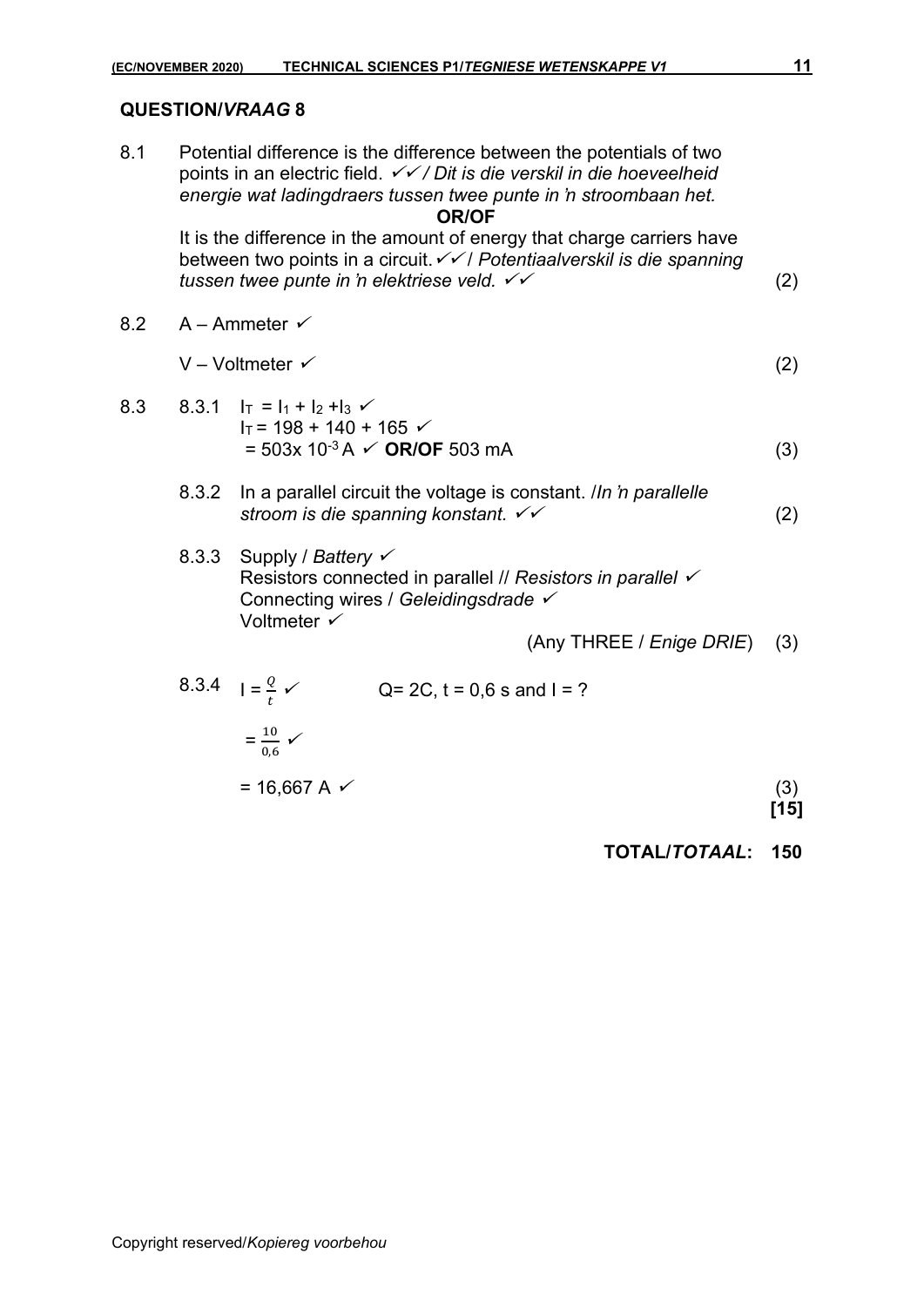## QUESTION/*VRAAG* 8

8.1 Potential difference is the difference between the potentials of two points in an electric field. ✓✓ / *Dit is die verskil in die hoeveelheid energie wat ladingdraers tussen twee punte in 'n stroombaan het.*

**OR/OF**

It is the difference in the amount of energy that charge carriers have between two points in a circuit. ✓✓ / *Potentiaalverskil is die spanning tussen twee punte in 'n elektriese veld.* ✓✓ (2)

8.2 A – Ammeter ✓

V – Voltmeter ✓ (2)

8.3

8.3.1 $I_T = I_1 + I_2 + I_3$ ✓

$I_T = 198 + 140 + 165$ ✓

$= 503 \times 10^{-3}$ A ✓ **OR/OF** 503 mA (3)

8.3.2 In a parallel circuit the voltage is constant. /*In 'n parallelle stroom is die spanning konstant.* ✓✓ (2)

8.3.3 Supply / *Battery* ✓

Resistors connected in parallel // *Resistors in parallel* ✓

Connecting wires / *Geleidingsdrade* ✓

Voltmeter ✓

(Any THREE / *Enige DRIE*) (3)

8.3.4 $I = \frac{Q}{t}$ ✓ Q= 2C, t = 0,6 s and I = ?

$= \frac{10}{0,6}$ ✓

$= 16,667$ A ✓ (3)

**[15]**

**TOTAL/*TOTAAL*: 150**